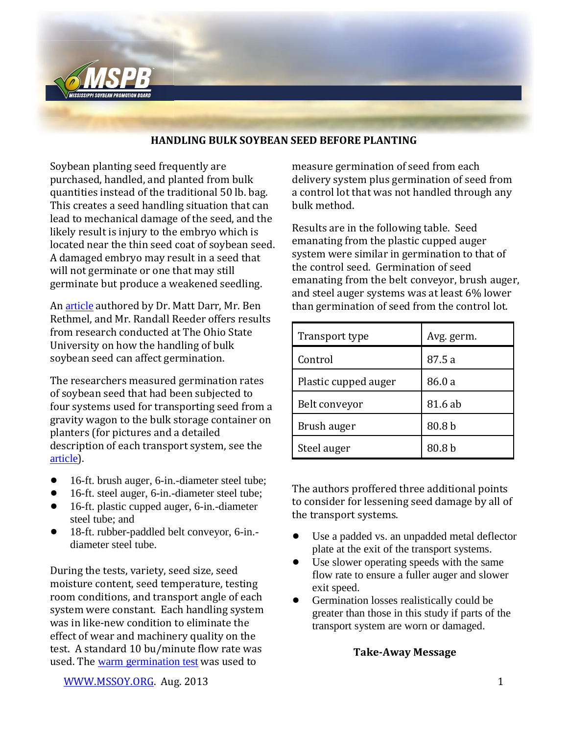# HANDLING BULK SOYBEAN SEED BEFORE PLANTING

Soybean planting seed frequently are purchased, handled, and planted from bulk quantities instead of the traditional 50 lb. bag. This creates a seed handling situation that can lead to mechanical damage of the seed, and the likely result is injury to the embryo which is located near the thin seed coat of soybean seed. A damaged embryo may result in a seed that will not germinate or one that may still germinate but produce a weakened seedling.

An article authored by Dr. Matt Darr, Mr. Ben Rethmel, and Mr. Randall Reeder offers results from research conducted at The Ohio State University on how the handling of bulk soybean seed can affect germination.

The researchers measured germination rates of soybean seed that had been subjected to four systems used for transporting seed from a gravity wagon to the bulk storage container on planters (for pictures and a detailed description of each transport system, see the article).

- 16-ft. brush auger, 6-in.-diameter steel tube;
- 16-ft. steel auger, 6-in.-diameter steel tube;
- 16-ft. plastic cupped auger, 6-in.-diameter steel tube; and
- 18-ft. rubber-paddled belt conveyor, 6-in.-diameter steel tube.

During the tests, variety, seed size, seed moisture content, seed temperature, testing room conditions, and transport angle of each system were constant. Each handling system was in like-new condition to eliminate the effect of wear and machinery quality on the test. A standard 10 bu/minute flow rate was used. The warm germination test was used to measure germination of seed from each delivery system plus germination of seed from a control lot that was not handled through any bulk method.

Results are in the following table. Seed emanating from the plastic cupped auger system were similar in germination to that of the control seed. Germination of seed emanating from the belt conveyor, brush auger, and steel auger systems was at least 6% lower than germination of seed from the control lot.

| Transport type | Avg. germ. |
|---|---|
| Control | 87.5 a |
| Plastic cupped auger | 86.0 a |
| Belt conveyor | 81.6 ab |
| Brush auger | 80.8 b |
| Steel auger | 80.8 b |

The authors proffered three additional points to consider for lessening seed damage by all of the transport systems.

- Use a padded vs. an unpadded metal deflector plate at the exit of the transport systems.
- Use slower operating speeds with the same flow rate to ensure a fuller auger and slower exit speed.
- Germination losses realistically could be greater than those in this study if parts of the transport system are worn or damaged.

### Take-Away Message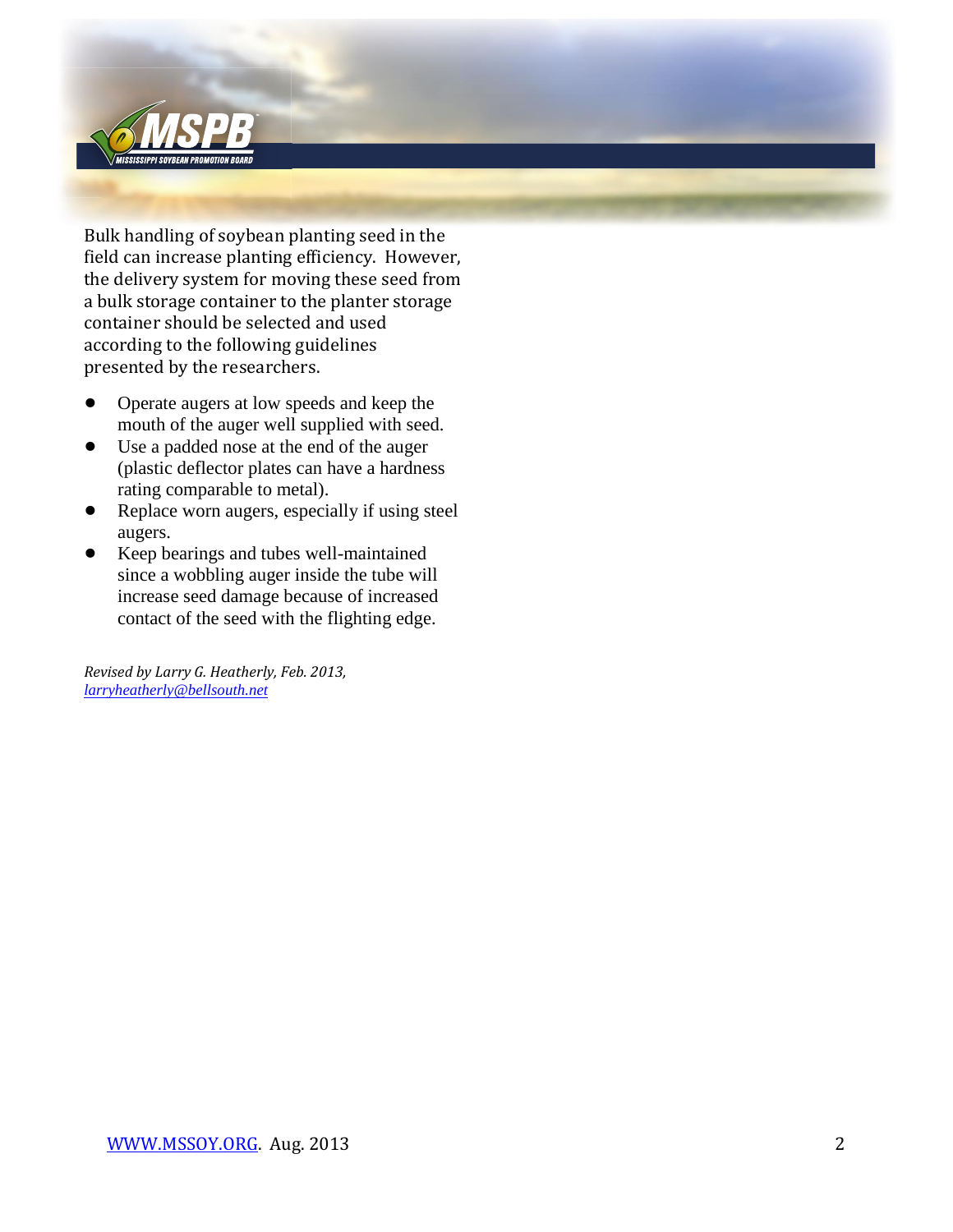Bulk handling of soybean planting seed in the field can increase planting efficiency. However, the delivery system for moving these seed from a bulk storage container to the planter storage container should be selected and used according to the following guidelines presented by the researchers.

- Operate augers at low speeds and keep the mouth of the auger well supplied with seed.
- Use a padded nose at the end of the auger (plastic deflector plates can have a hardness rating comparable to metal).
- Replace worn augers, especially if using steel augers.
- Keep bearings and tubes well-maintained since a wobbling auger inside the tube will increase seed damage because of increased contact of the seed with the flighting edge.

*Revised by Larry G. Heatherly, Feb. 2013, larryheatherly@bellsouth.net*